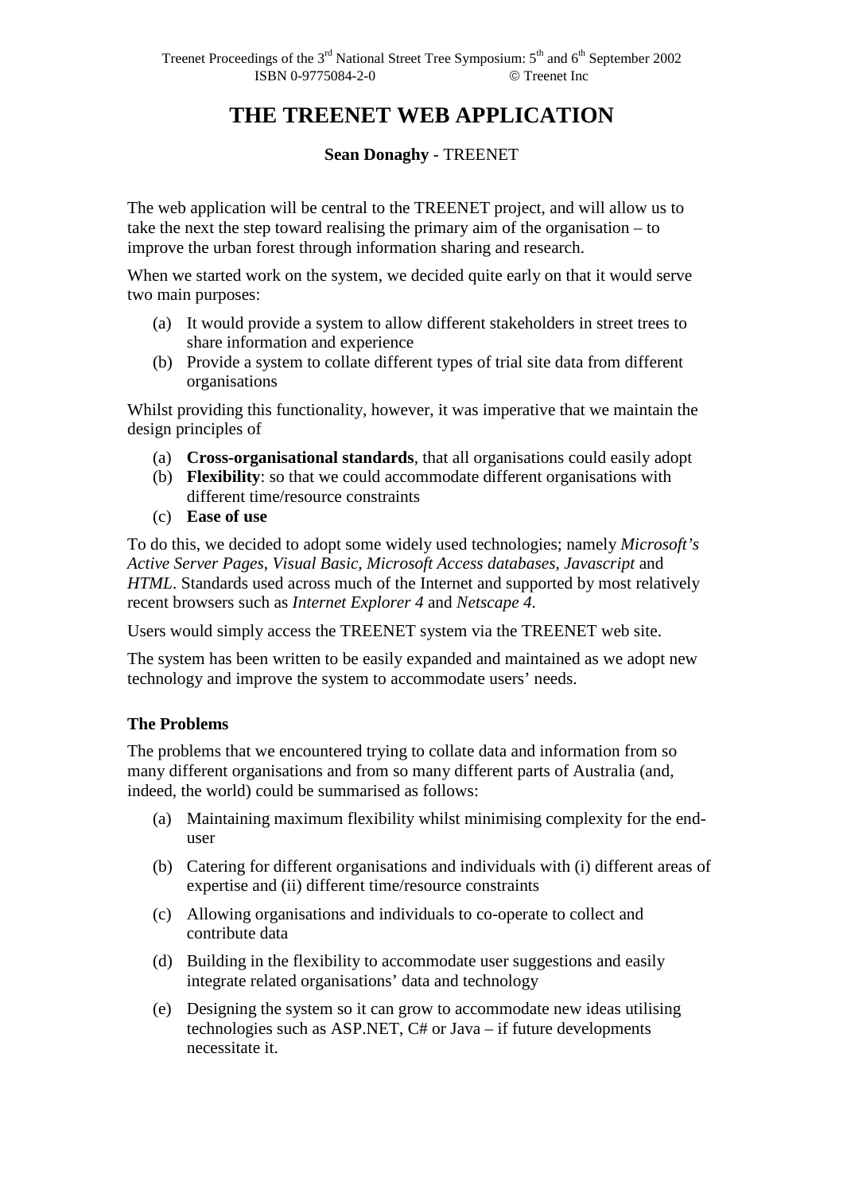# THE TREENET WEB APPLICATION

**Sean Donaghy** - TREENET

The web application will be central to the TREENET project, and will allow us to take the next the step toward realising the primary aim of the organisation – to improve the urban forest through information sharing and research.

When we started work on the system, we decided quite early on that it would serve two main purposes:

(a) It would provide a system to allow different stakeholders in street trees to share information and experience
(b) Provide a system to collate different types of trial site data from different organisations

Whilst providing this functionality, however, it was imperative that we maintain the design principles of

(a) **Cross-organisational standards**, that all organisations could easily adopt
(b) **Flexibility**: so that we could accommodate different organisations with different time/resource constraints
(c) **Ease of use**

To do this, we decided to adopt some widely used technologies; namely *Microsoft's Active Server Pages*, *Visual Basic, Microsoft Access databases, Javascript* and *HTML*. Standards used across much of the Internet and supported by most relatively recent browsers such as *Internet Explorer 4* and *Netscape 4*.

Users would simply access the TREENET system via the TREENET web site.

The system has been written to be easily expanded and maintained as we adopt new technology and improve the system to accommodate users' needs.

### The Problems

The problems that we encountered trying to collate data and information from so many different organisations and from so many different parts of Australia (and, indeed, the world) could be summarised as follows:

(a) Maintaining maximum flexibility whilst minimising complexity for the end-user

(b) Catering for different organisations and individuals with (i) different areas of expertise and (ii) different time/resource constraints

(c) Allowing organisations and individuals to co-operate to collect and contribute data

(d) Building in the flexibility to accommodate user suggestions and easily integrate related organisations' data and technology

(e) Designing the system so it can grow to accommodate new ideas utilising technologies such as ASP.NET, C# or Java – if future developments necessitate it.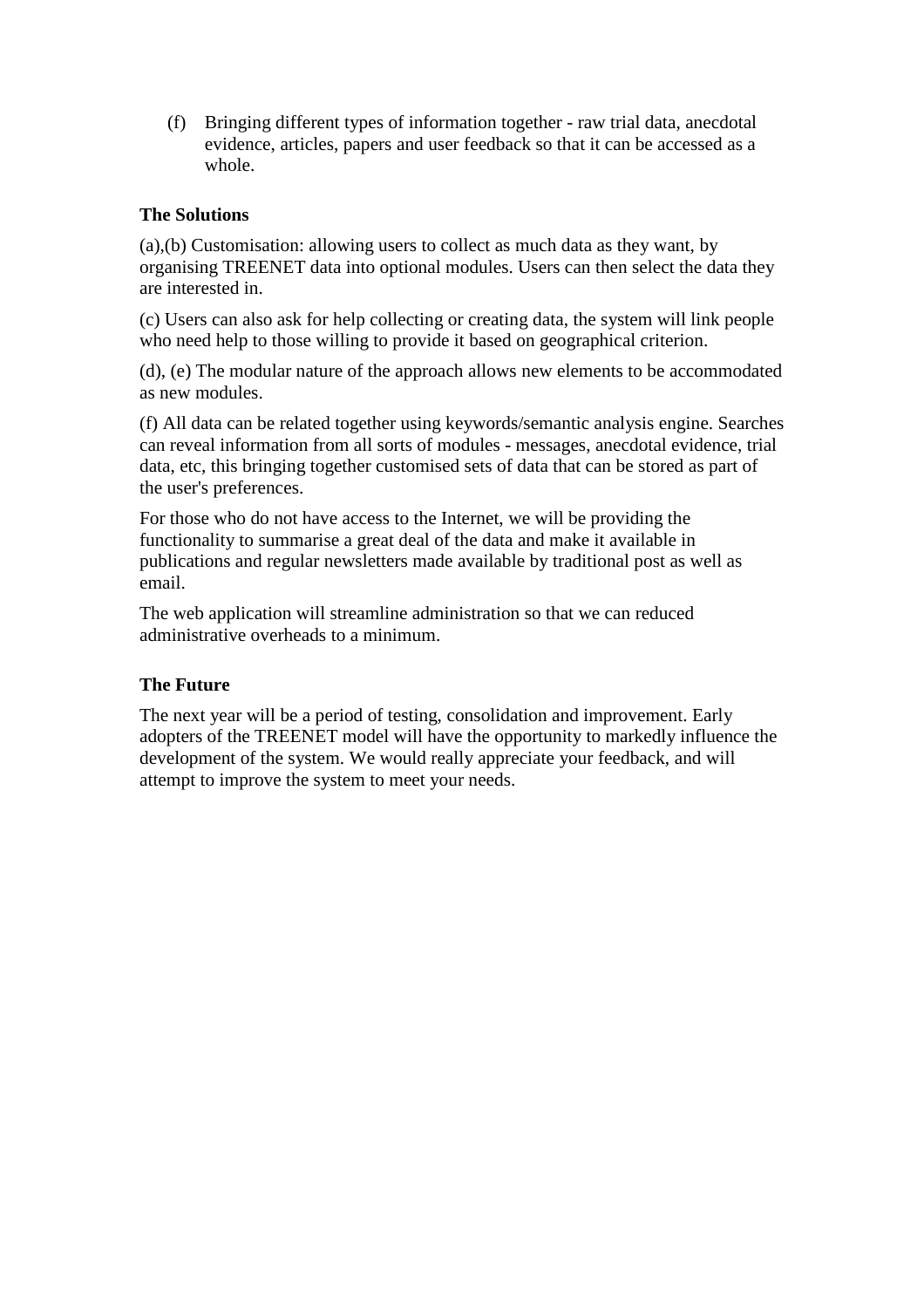(f) Bringing different types of information together - raw trial data, anecdotal evidence, articles, papers and user feedback so that it can be accessed as a whole.

**The Solutions**

(a),(b) Customisation: allowing users to collect as much data as they want, by organising TREENET data into optional modules. Users can then select the data they are interested in.

(c) Users can also ask for help collecting or creating data, the system will link people who need help to those willing to provide it based on geographical criterion.

(d), (e) The modular nature of the approach allows new elements to be accommodated as new modules.

(f) All data can be related together using keywords/semantic analysis engine. Searches can reveal information from all sorts of modules - messages, anecdotal evidence, trial data, etc, this bringing together customised sets of data that can be stored as part of the user's preferences.

For those who do not have access to the Internet, we will be providing the functionality to summarise a great deal of the data and make it available in publications and regular newsletters made available by traditional post as well as email.

The web application will streamline administration so that we can reduced administrative overheads to a minimum.

**The Future**

The next year will be a period of testing, consolidation and improvement. Early adopters of the TREENET model will have the opportunity to markedly influence the development of the system. We would really appreciate your feedback, and will attempt to improve the system to meet your needs.